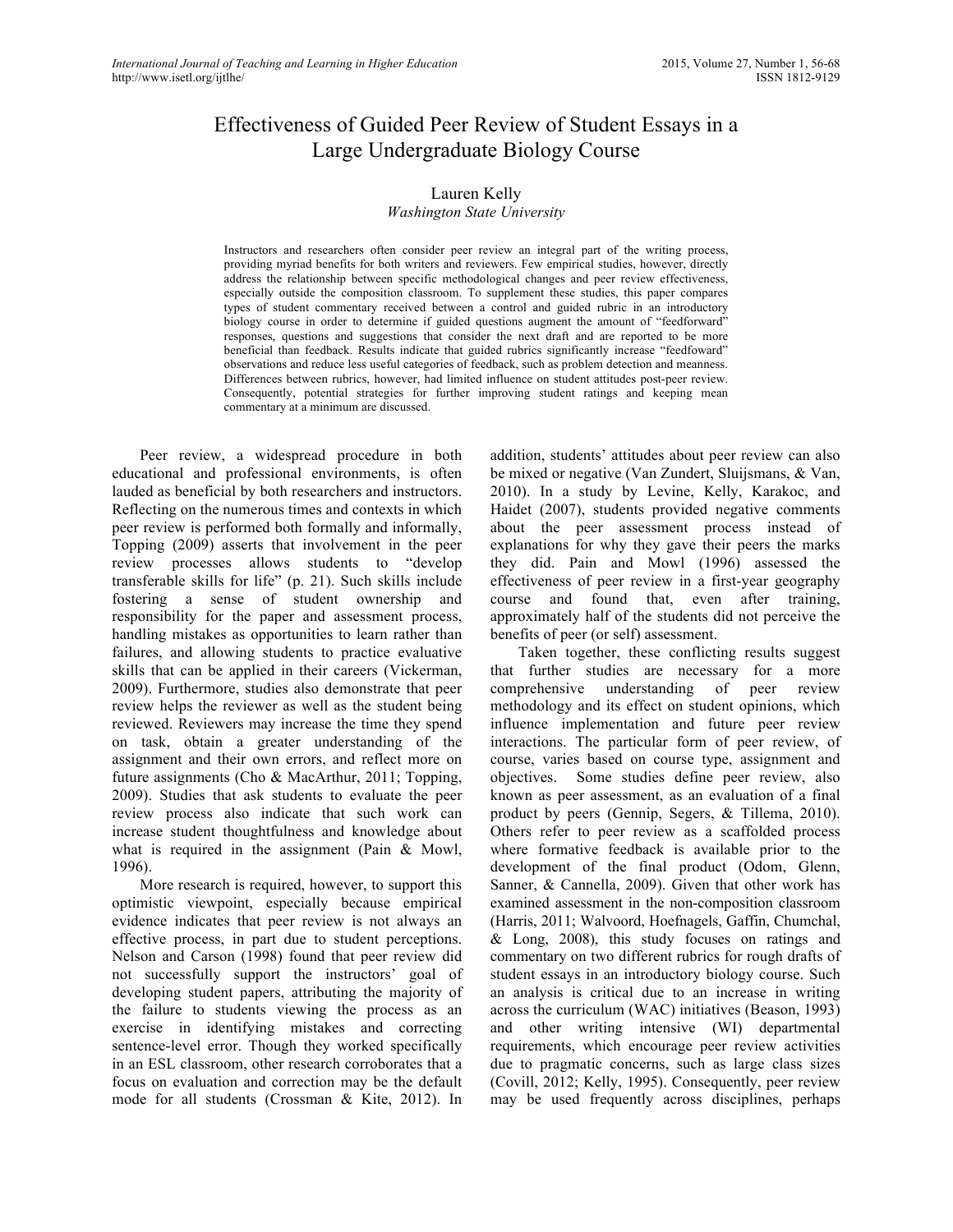# Effectiveness of Guided Peer Review of Student Essays in a Large Undergraduate Biology Course

Lauren Kelly
*Washington State University*

Instructors and researchers often consider peer review an integral part of the writing process, providing myriad benefits for both writers and reviewers. Few empirical studies, however, directly address the relationship between specific methodological changes and peer review effectiveness, especially outside the composition classroom. To supplement these studies, this paper compares types of student commentary received between a control and guided rubric in an introductory biology course in order to determine if guided questions augment the amount of "feedforward" responses, questions and suggestions that consider the next draft and are reported to be more beneficial than feedback. Results indicate that guided rubrics significantly increase "feedfoward" observations and reduce less useful categories of feedback, such as problem detection and meanness. Differences between rubrics, however, had limited influence on student attitudes post-peer review. Consequently, potential strategies for further improving student ratings and keeping mean commentary at a minimum are discussed.

Peer review, a widespread procedure in both educational and professional environments, is often lauded as beneficial by both researchers and instructors. Reflecting on the numerous times and contexts in which peer review is performed both formally and informally, Topping (2009) asserts that involvement in the peer review processes allows students to "develop transferable skills for life" (p. 21). Such skills include fostering a sense of student ownership and responsibility for the paper and assessment process, handling mistakes as opportunities to learn rather than failures, and allowing students to practice evaluative skills that can be applied in their careers (Vickerman, 2009). Furthermore, studies also demonstrate that peer review helps the reviewer as well as the student being reviewed. Reviewers may increase the time they spend on task, obtain a greater understanding of the assignment and their own errors, and reflect more on future assignments (Cho & MacArthur, 2011; Topping, 2009). Studies that ask students to evaluate the peer review process also indicate that such work can increase student thoughtfulness and knowledge about what is required in the assignment (Pain & Mowl, 1996).

More research is required, however, to support this optimistic viewpoint, especially because empirical evidence indicates that peer review is not always an effective process, in part due to student perceptions. Nelson and Carson (1998) found that peer review did not successfully support the instructors' goal of developing student papers, attributing the majority of the failure to students viewing the process as an exercise in identifying mistakes and correcting sentence-level error. Though they worked specifically in an ESL classroom, other research corroborates that a focus on evaluation and correction may be the default mode for all students (Crossman & Kite, 2012). In addition, students' attitudes about peer review can also be mixed or negative (Van Zundert, Sluijsmans, & Van, 2010). In a study by Levine, Kelly, Karakoc, and Haidet (2007), students provided negative comments about the peer assessment process instead of explanations for why they gave their peers the marks they did. Pain and Mowl (1996) assessed the effectiveness of peer review in a first-year geography course and found that, even after training, approximately half of the students did not perceive the benefits of peer (or self) assessment.

Taken together, these conflicting results suggest that further studies are necessary for a more comprehensive understanding of peer review methodology and its effect on student opinions, which influence implementation and future peer review interactions. The particular form of peer review, of course, varies based on course type, assignment and objectives. Some studies define peer review, also known as peer assessment, as an evaluation of a final product by peers (Gennip, Segers, & Tillema, 2010). Others refer to peer review as a scaffolded process where formative feedback is available prior to the development of the final product (Odom, Glenn, Sanner, & Cannella, 2009). Given that other work has examined assessment in the non-composition classroom (Harris, 2011; Walvoord, Hoefnagels, Gaffin, Chumchal, & Long, 2008), this study focuses on ratings and commentary on two different rubrics for rough drafts of student essays in an introductory biology course. Such an analysis is critical due to an increase in writing across the curriculum (WAC) initiatives (Beason, 1993) and other writing intensive (WI) departmental requirements, which encourage peer review activities due to pragmatic concerns, such as large class sizes (Covill, 2012; Kelly, 1995). Consequently, peer review may be used frequently across disciplines, perhaps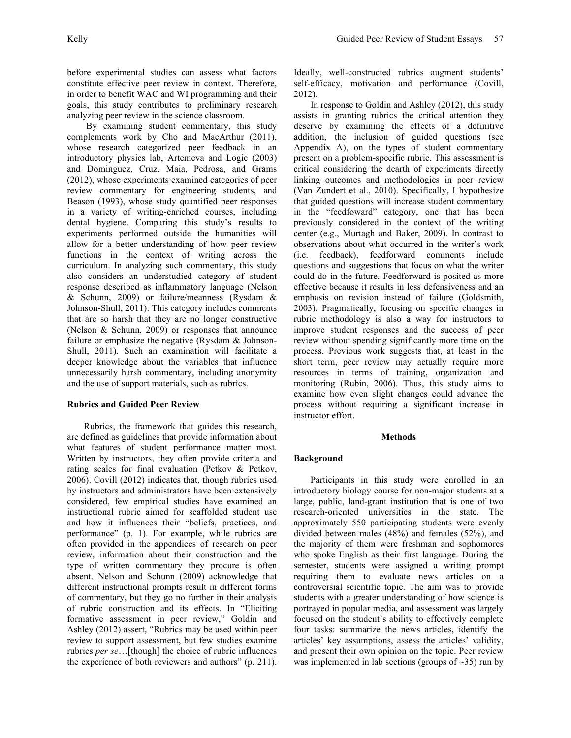before experimental studies can assess what factors constitute effective peer review in context. Therefore, in order to benefit WAC and WI programming and their goals, this study contributes to preliminary research analyzing peer review in the science classroom.

By examining student commentary, this study complements work by Cho and MacArthur (2011), whose research categorized peer feedback in an introductory physics lab, Artemeva and Logie (2003) and Dominguez, Cruz, Maia, Pedrosa, and Grams (2012), whose experiments examined categories of peer review commentary for engineering students, and Beason (1993), whose study quantified peer responses in a variety of writing-enriched courses, including dental hygiene. Comparing this study's results to experiments performed outside the humanities will allow for a better understanding of how peer review functions in the context of writing across the curriculum. In analyzing such commentary, this study also considers an understudied category of student response described as inflammatory language (Nelson & Schunn, 2009) or failure/meanness (Rysdam & Johnson-Shull, 2011). This category includes comments that are so harsh that they are no longer constructive (Nelson & Schunn, 2009) or responses that announce failure or emphasize the negative (Rysdam & Johnson-Shull, 2011). Such an examination will facilitate a deeper knowledge about the variables that influence unnecessarily harsh commentary, including anonymity and the use of support materials, such as rubrics.

## Rubrics and Guided Peer Review

Rubrics, the framework that guides this research, are defined as guidelines that provide information about what features of student performance matter most. Written by instructors, they often provide criteria and rating scales for final evaluation (Petkov & Petkov, 2006). Covill (2012) indicates that, though rubrics used by instructors and administrators have been extensively considered, few empirical studies have examined an instructional rubric aimed for scaffolded student use and how it influences their "beliefs, practices, and performance" (p. 1). For example, while rubrics are often provided in the appendices of research on peer review, information about their construction and the type of written commentary they procure is often absent. Nelson and Schunn (2009) acknowledge that different instructional prompts result in different forms of commentary, but they go no further in their analysis of rubric construction and its effects. In "Eliciting formative assessment in peer review," Goldin and Ashley (2012) assert, "Rubrics may be used within peer review to support assessment, but few studies examine rubrics *per se*…[though] the choice of rubric influences the experience of both reviewers and authors" (p. 211). Ideally, well-constructed rubrics augment students' self-efficacy, motivation and performance (Covill, 2012).

In response to Goldin and Ashley (2012), this study assists in granting rubrics the critical attention they deserve by examining the effects of a definitive addition, the inclusion of guided questions (see Appendix A), on the types of student commentary present on a problem-specific rubric. This assessment is critical considering the dearth of experiments directly linking outcomes and methodologies in peer review (Van Zundert et al., 2010). Specifically, I hypothesize that guided questions will increase student commentary in the "feedfoward" category, one that has been previously considered in the context of the writing center (e.g., Murtagh and Baker, 2009). In contrast to observations about what occurred in the writer's work (i.e. feedback), feedforward comments include questions and suggestions that focus on what the writer could do in the future. Feedforward is posited as more effective because it results in less defensiveness and an emphasis on revision instead of failure (Goldsmith, 2003). Pragmatically, focusing on specific changes in rubric methodology is also a way for instructors to improve student responses and the success of peer review without spending significantly more time on the process. Previous work suggests that, at least in the short term, peer review may actually require more resources in terms of training, organization and monitoring (Rubin, 2006). Thus, this study aims to examine how even slight changes could advance the process without requiring a significant increase in instructor effort.

# Methods

## Background

Participants in this study were enrolled in an introductory biology course for non-major students at a large, public, land-grant institution that is one of two research-oriented universities in the state. The approximately 550 participating students were evenly divided between males (48%) and females (52%), and the majority of them were freshman and sophomores who spoke English as their first language. During the semester, students were assigned a writing prompt requiring them to evaluate news articles on a controversial scientific topic. The aim was to provide students with a greater understanding of how science is portrayed in popular media, and assessment was largely focused on the student's ability to effectively complete four tasks: summarize the news articles, identify the articles' key assumptions, assess the articles' validity, and present their own opinion on the topic. Peer review was implemented in lab sections (groups of ~35) run by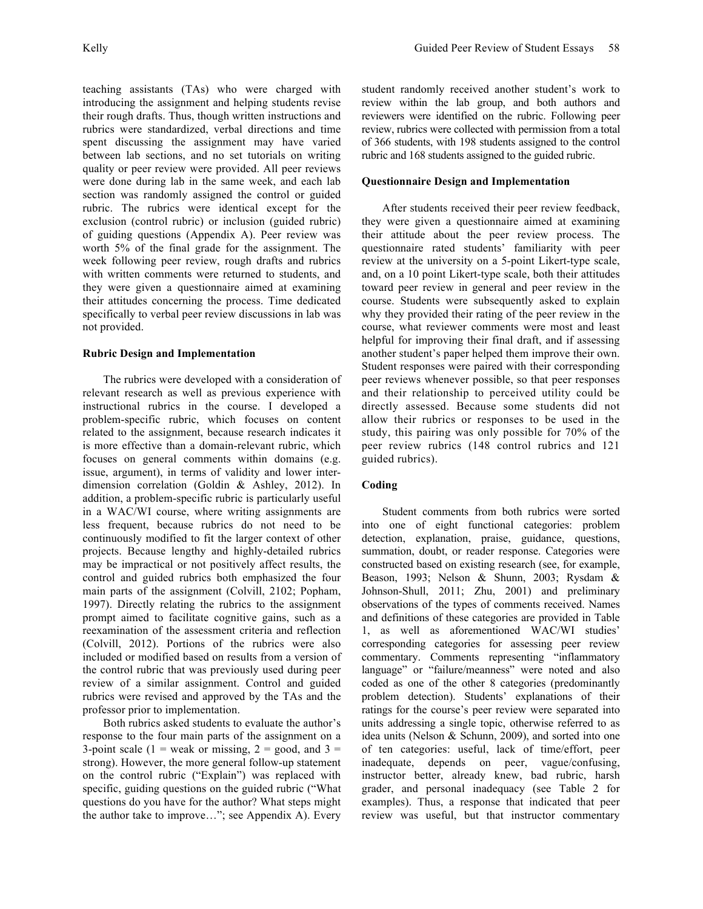teaching assistants (TAs) who were charged with introducing the assignment and helping students revise their rough drafts. Thus, though written instructions and rubrics were standardized, verbal directions and time spent discussing the assignment may have varied between lab sections, and no set tutorials on writing quality or peer review were provided. All peer reviews were done during lab in the same week, and each lab section was randomly assigned the control or guided rubric. The rubrics were identical except for the exclusion (control rubric) or inclusion (guided rubric) of guiding questions (Appendix A). Peer review was worth 5% of the final grade for the assignment. The week following peer review, rough drafts and rubrics with written comments were returned to students, and they were given a questionnaire aimed at examining their attitudes concerning the process. Time dedicated specifically to verbal peer review discussions in lab was not provided.

### Rubric Design and Implementation

The rubrics were developed with a consideration of relevant research as well as previous experience with instructional rubrics in the course. I developed a problem-specific rubric, which focuses on content related to the assignment, because research indicates it is more effective than a domain-relevant rubric, which focuses on general comments within domains (e.g. issue, argument), in terms of validity and lower inter-dimension correlation (Goldin & Ashley, 2012). In addition, a problem-specific rubric is particularly useful in a WAC/WI course, where writing assignments are less frequent, because rubrics do not need to be continuously modified to fit the larger context of other projects. Because lengthy and highly-detailed rubrics may be impractical or not positively affect results, the control and guided rubrics both emphasized the four main parts of the assignment (Colvill, 2102; Popham, 1997). Directly relating the rubrics to the assignment prompt aimed to facilitate cognitive gains, such as a reexamination of the assessment criteria and reflection (Colvill, 2012). Portions of the rubrics were also included or modified based on results from a version of the control rubric that was previously used during peer review of a similar assignment. Control and guided rubrics were revised and approved by the TAs and the professor prior to implementation.

Both rubrics asked students to evaluate the author's response to the four main parts of the assignment on a 3-point scale (1 = weak or missing, 2 = good, and 3 = strong). However, the more general follow-up statement on the control rubric ("Explain") was replaced with specific, guiding questions on the guided rubric ("What questions do you have for the author? What steps might the author take to improve…"; see Appendix A). Every student randomly received another student's work to review within the lab group, and both authors and reviewers were identified on the rubric. Following peer review, rubrics were collected with permission from a total of 366 students, with 198 students assigned to the control rubric and 168 students assigned to the guided rubric.

### Questionnaire Design and Implementation

After students received their peer review feedback, they were given a questionnaire aimed at examining their attitude about the peer review process. The questionnaire rated students' familiarity with peer review at the university on a 5-point Likert-type scale, and, on a 10 point Likert-type scale, both their attitudes toward peer review in general and peer review in the course. Students were subsequently asked to explain why they provided their rating of the peer review in the course, what reviewer comments were most and least helpful for improving their final draft, and if assessing another student's paper helped them improve their own. Student responses were paired with their corresponding peer reviews whenever possible, so that peer responses and their relationship to perceived utility could be directly assessed. Because some students did not allow their rubrics or responses to be used in the study, this pairing was only possible for 70% of the peer review rubrics (148 control rubrics and 121 guided rubrics).

### Coding

Student comments from both rubrics were sorted into one of eight functional categories: problem detection, explanation, praise, guidance, questions, summation, doubt, or reader response. Categories were constructed based on existing research (see, for example, Beason, 1993; Nelson & Shunn, 2003; Rysdam & Johnson-Shull, 2011; Zhu, 2001) and preliminary observations of the types of comments received. Names and definitions of these categories are provided in Table 1, as well as aforementioned WAC/WI studies' corresponding categories for assessing peer review commentary. Comments representing "inflammatory language" or "failure/meanness" were noted and also coded as one of the other 8 categories (predominantly problem detection). Students' explanations of their ratings for the course's peer review were separated into units addressing a single topic, otherwise referred to as idea units (Nelson & Schunn, 2009), and sorted into one of ten categories: useful, lack of time/effort, peer inadequate, depends on peer, vague/confusing, instructor better, already knew, bad rubric, harsh grader, and personal inadequacy (see Table 2 for examples). Thus, a response that indicated that peer review was useful, but that instructor commentary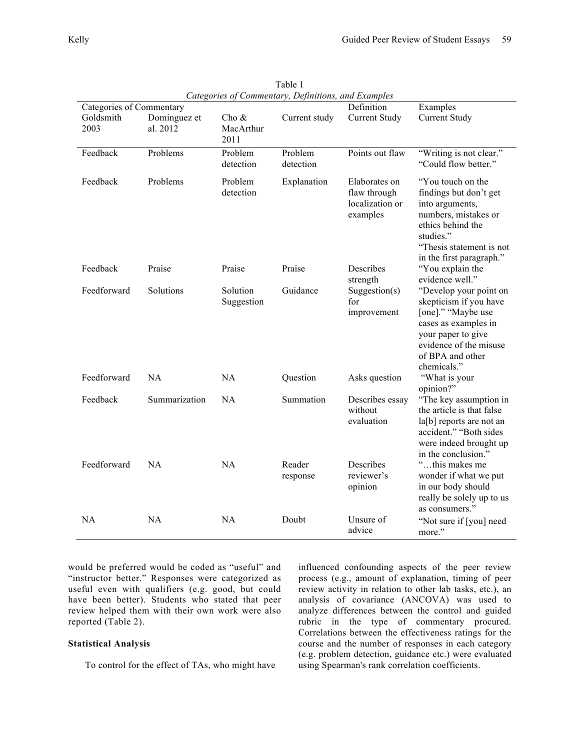Table 1
*Categories of Commentary, Definitions, and Examples*

| Categories of Commentary | | | | Definition | Examples |
|---|---|---|---|---|---|
| Goldsmith 2003 | Dominguez et al. 2012 | Cho & MacArthur 2011 | Current study | Current Study | Current Study |
| Feedback | Problems | Problem detection | Problem detection | Points out flaw | "Writing is not clear." "Could flow better." |
| Feedback | Problems | Problem detection | Explanation | Elaborates on flaw through localization or examples | "You touch on the findings but don't get into arguments, numbers, mistakes or ethics behind the studies." "Thesis statement is not in the first paragraph." |
| Feedback | Praise | Praise | Praise | Describes strength | "You explain the evidence well." |
| Feedforward | Solutions | Solution Suggestion | Guidance | Suggestion(s) for improvement | "Develop your point on skepticism if you have [one]." "Maybe use cases as examples in your paper to give evidence of the misuse of BPA and other chemicals." |
| Feedforward | NA | NA | Question | Asks question | "What is your opinion?" |
| Feedback | Summarization | NA | Summation | Describes essay without evaluation | "The key assumption in the article is that false la[b] reports are not an accident." "Both sides were indeed brought up in the conclusion." |
| Feedforward | NA | NA | Reader response | Describes reviewer's opinion | "…this makes me wonder if what we put in our body should really be solely up to us as consumers." |
| NA | NA | NA | Doubt | Unsure of advice | "Not sure if [you] need more." |

would be preferred would be coded as "useful" and "instructor better." Responses were categorized as useful even with qualifiers (e.g. good, but could have been better). Students who stated that peer review helped them with their own work were also reported (Table 2).

### Statistical Analysis

To control for the effect of TAs, who might have influenced confounding aspects of the peer review process (e.g., amount of explanation, timing of peer review activity in relation to other lab tasks, etc.), an analysis of covariance (ANCOVA) was used to analyze differences between the control and guided rubric in the type of commentary procured. Correlations between the effectiveness ratings for the course and the number of responses in each category (e.g. problem detection, guidance etc.) were evaluated using Spearman's rank correlation coefficients.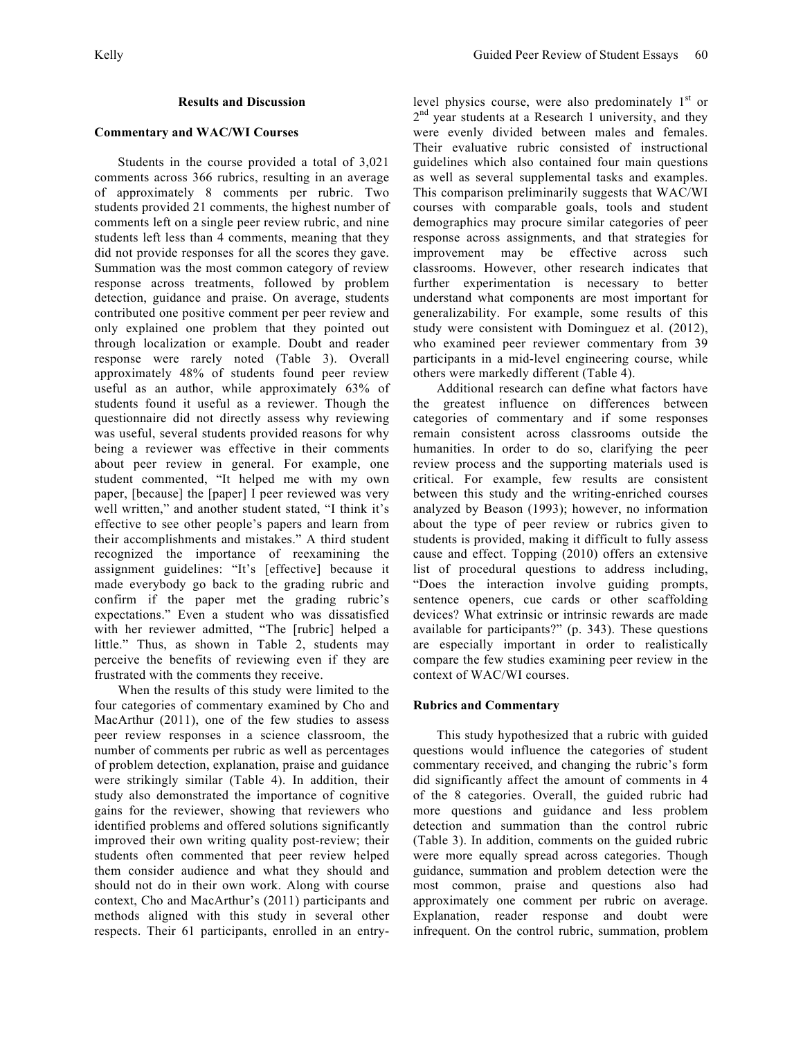## Results and Discussion

### Commentary and WAC/WI Courses

Students in the course provided a total of 3,021 comments across 366 rubrics, resulting in an average of approximately 8 comments per rubric. Two students provided 21 comments, the highest number of comments left on a single peer review rubric, and nine students left less than 4 comments, meaning that they did not provide responses for all the scores they gave. Summation was the most common category of review response across treatments, followed by problem detection, guidance and praise. On average, students contributed one positive comment per peer review and only explained one problem that they pointed out through localization or example. Doubt and reader response were rarely noted (Table 3). Overall approximately 48% of students found peer review useful as an author, while approximately 63% of students found it useful as a reviewer. Though the questionnaire did not directly assess why reviewing was useful, several students provided reasons for why being a reviewer was effective in their comments about peer review in general. For example, one student commented, "It helped me with my own paper, [because] the [paper] I peer reviewed was very well written," and another student stated, "I think it's effective to see other people's papers and learn from their accomplishments and mistakes." A third student recognized the importance of reexamining the assignment guidelines: "It's [effective] because it made everybody go back to the grading rubric and confirm if the paper met the grading rubric's expectations." Even a student who was dissatisfied with her reviewer admitted, "The [rubric] helped a little." Thus, as shown in Table 2, students may perceive the benefits of reviewing even if they are frustrated with the comments they receive.

When the results of this study were limited to the four categories of commentary examined by Cho and MacArthur (2011), one of the few studies to assess peer review responses in a science classroom, the number of comments per rubric as well as percentages of problem detection, explanation, praise and guidance were strikingly similar (Table 4). In addition, their study also demonstrated the importance of cognitive gains for the reviewer, showing that reviewers who identified problems and offered solutions significantly improved their own writing quality post-review; their students often commented that peer review helped them consider audience and what they should and should not do in their own work. Along with course context, Cho and MacArthur's (2011) participants and methods aligned with this study in several other respects. Their 61 participants, enrolled in an entry-level physics course, were also predominately 1st or 2nd year students at a Research 1 university, and they were evenly divided between males and females. Their evaluative rubric consisted of instructional guidelines which also contained four main questions as well as several supplemental tasks and examples. This comparison preliminarily suggests that WAC/WI courses with comparable goals, tools and student demographics may procure similar categories of peer response across assignments, and that strategies for improvement may be effective across such classrooms. However, other research indicates that further experimentation is necessary to better understand what components are most important for generalizability. For example, some results of this study were consistent with Dominguez et al. (2012), who examined peer reviewer commentary from 39 participants in a mid-level engineering course, while others were markedly different (Table 4).

Additional research can define what factors have the greatest influence on differences between categories of commentary and if some responses remain consistent across classrooms outside the humanities. In order to do so, clarifying the peer review process and the supporting materials used is critical. For example, few results are consistent between this study and the writing-enriched courses analyzed by Beason (1993); however, no information about the type of peer review or rubrics given to students is provided, making it difficult to fully assess cause and effect. Topping (2010) offers an extensive list of procedural questions to address including, "Does the interaction involve guiding prompts, sentence openers, cue cards or other scaffolding devices? What extrinsic or intrinsic rewards are made available for participants?" (p. 343). These questions are especially important in order to realistically compare the few studies examining peer review in the context of WAC/WI courses.

### Rubrics and Commentary

This study hypothesized that a rubric with guided questions would influence the categories of student commentary received, and changing the rubric's form did significantly affect the amount of comments in 4 of the 8 categories. Overall, the guided rubric had more questions and guidance and less problem detection and summation than the control rubric (Table 3). In addition, comments on the guided rubric were more equally spread across categories. Though guidance, summation and problem detection were the most common, praise and questions also had approximately one comment per rubric on average. Explanation, reader response and doubt were infrequent. On the control rubric, summation, problem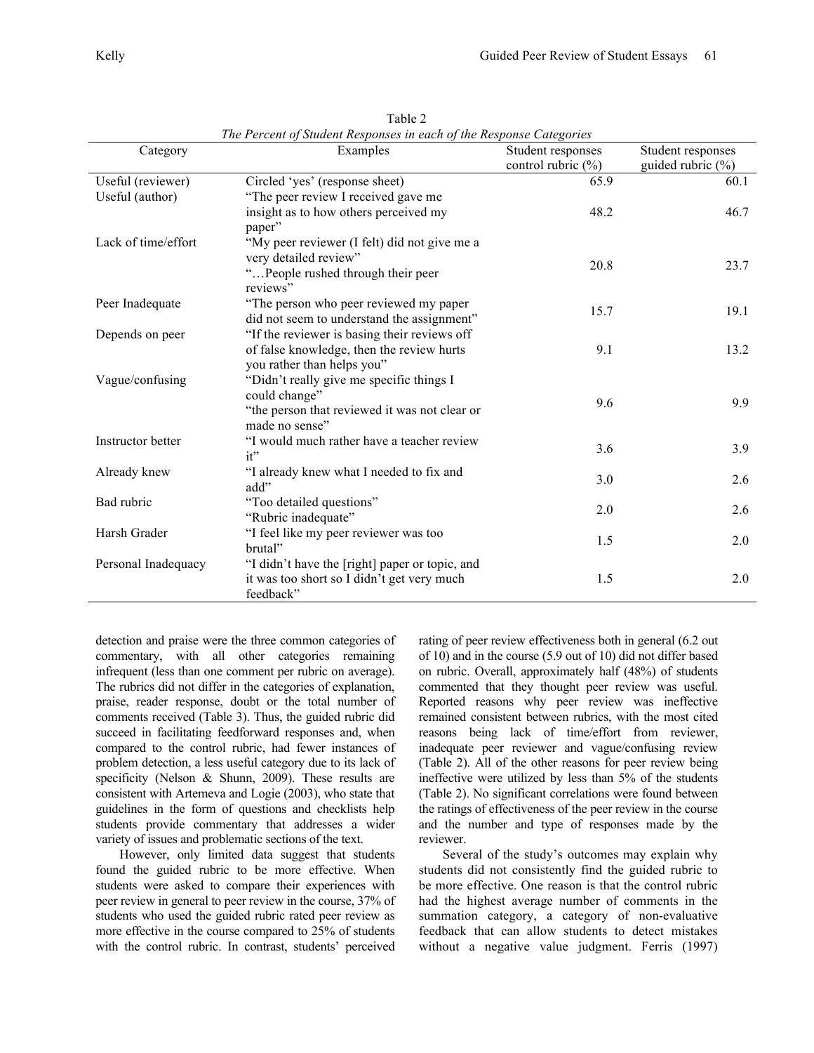Table 2

*The Percent of Student Responses in each of the Response Categories*

| Category | Examples | Student responses control rubric (%) | Student responses guided rubric (%) |
|---|---|---|---|
| Useful (reviewer) | Circled 'yes' (response sheet) | 65.9 | 60.1 |
| Useful (author) | "The peer review I received gave me insight as to how others perceived my paper" | 48.2 | 46.7 |
| Lack of time/effort | "My peer reviewer (I felt) did not give me a very detailed review" "…People rushed through their peer reviews" | 20.8 | 23.7 |
| Peer Inadequate | "The person who peer reviewed my paper did not seem to understand the assignment" | 15.7 | 19.1 |
| Depends on peer | "If the reviewer is basing their reviews off of false knowledge, then the review hurts you rather than helps you" | 9.1 | 13.2 |
| Vague/confusing | "Didn't really give me specific things I could change" "the person that reviewed it was not clear or made no sense" | 9.6 | 9.9 |
| Instructor better | "I would much rather have a teacher review it" | 3.6 | 3.9 |
| Already knew | "I already knew what I needed to fix and add" | 3.0 | 2.6 |
| Bad rubric | "Too detailed questions" "Rubric inadequate" | 2.0 | 2.6 |
| Harsh Grader | "I feel like my peer reviewer was too brutal" | 1.5 | 2.0 |
| Personal Inadequacy | "I didn't have the [right] paper or topic, and it was too short so I didn't get very much feedback" | 1.5 | 2.0 |

detection and praise were the three common categories of commentary, with all other categories remaining infrequent (less than one comment per rubric on average). The rubrics did not differ in the categories of explanation, praise, reader response, doubt or the total number of comments received (Table 3). Thus, the guided rubric did succeed in facilitating feedforward responses and, when compared to the control rubric, had fewer instances of problem detection, a less useful category due to its lack of specificity (Nelson & Shunn, 2009). These results are consistent with Artemeva and Logie (2003), who state that guidelines in the form of questions and checklists help students provide commentary that addresses a wider variety of issues and problematic sections of the text.

However, only limited data suggest that students found the guided rubric to be more effective. When students were asked to compare their experiences with peer review in general to peer review in the course, 37% of students who used the guided rubric rated peer review as more effective in the course compared to 25% of students with the control rubric. In contrast, students' perceived rating of peer review effectiveness both in general (6.2 out of 10) and in the course (5.9 out of 10) did not differ based on rubric. Overall, approximately half (48%) of students commented that they thought peer review was useful. Reported reasons why peer review was ineffective remained consistent between rubrics, with the most cited reasons being lack of time/effort from reviewer, inadequate peer reviewer and vague/confusing review (Table 2). All of the other reasons for peer review being ineffective were utilized by less than 5% of the students (Table 2). No significant correlations were found between the ratings of effectiveness of the peer review in the course and the number and type of responses made by the reviewer.

Several of the study's outcomes may explain why students did not consistently find the guided rubric to be more effective. One reason is that the control rubric had the highest average number of comments in the summation category, a category of non-evaluative feedback that can allow students to detect mistakes without a negative value judgment. Ferris (1997)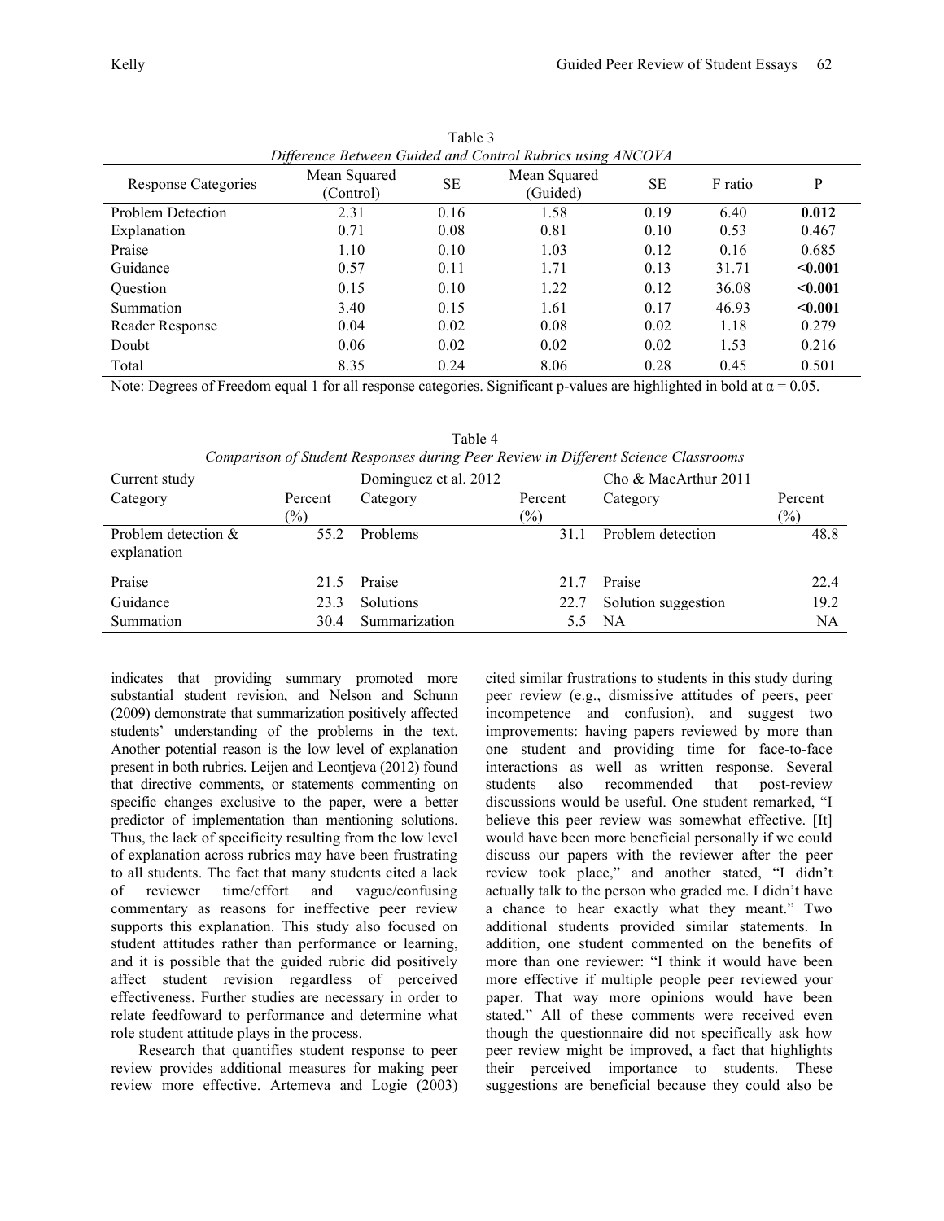Table 3

*Difference Between Guided and Control Rubrics using ANCOVA*

| Response Categories | Mean Squared (Control) | SE | Mean Squared (Guided) | SE | F ratio | P |
|---|---|---|---|---|---|---|
| Problem Detection | 2.31 | 0.16 | 1.58 | 0.19 | 6.40 | **0.012** |
| Explanation | 0.71 | 0.08 | 0.81 | 0.10 | 0.53 | 0.467 |
| Praise | 1.10 | 0.10 | 1.03 | 0.12 | 0.16 | 0.685 |
| Guidance | 0.57 | 0.11 | 1.71 | 0.13 | 31.71 | **<0.001** |
| Question | 0.15 | 0.10 | 1.22 | 0.12 | 36.08 | **<0.001** |
| Summation | 3.40 | 0.15 | 1.61 | 0.17 | 46.93 | **<0.001** |
| Reader Response | 0.04 | 0.02 | 0.08 | 0.02 | 1.18 | 0.279 |
| Doubt | 0.06 | 0.02 | 0.02 | 0.02 | 1.53 | 0.216 |
| Total | 8.35 | 0.24 | 8.06 | 0.28 | 0.45 | 0.501 |

Note: Degrees of Freedom equal 1 for all response categories. Significant p-values are highlighted in bold at $\alpha = 0.05$.

Table 4

*Comparison of Student Responses during Peer Review in Different Science Classrooms*

| Current study | | Dominguez et al. 2012 | | Cho & MacArthur 2011 | |
|---|---|---|---|---|---|
| Category | Percent (%) | Category | Percent (%) | Category | Percent (%) |
| Problem detection & explanation | 55.2 | Problems | 31.1 | Problem detection | 48.8 |
| Praise | 21.5 | Praise | 21.7 | Praise | 22.4 |
| Guidance | 23.3 | Solutions | 22.7 | Solution suggestion | 19.2 |
| Summation | 30.4 | Summarization | 5.5 | NA | NA |

indicates that providing summary promoted more substantial student revision, and Nelson and Schunn (2009) demonstrate that summarization positively affected students' understanding of the problems in the text. Another potential reason is the low level of explanation present in both rubrics. Leijen and Leontjeva (2012) found that directive comments, or statements commenting on specific changes exclusive to the paper, were a better predictor of implementation than mentioning solutions. Thus, the lack of specificity resulting from the low level of explanation across rubrics may have been frustrating to all students. The fact that many students cited a lack of reviewer time/effort and vague/confusing commentary as reasons for ineffective peer review supports this explanation. This study also focused on student attitudes rather than performance or learning, and it is possible that the guided rubric did positively affect student revision regardless of perceived effectiveness. Further studies are necessary in order to relate feedfoward to performance and determine what role student attitude plays in the process.

Research that quantifies student response to peer review provides additional measures for making peer review more effective. Artemeva and Logie (2003) cited similar frustrations to students in this study during peer review (e.g., dismissive attitudes of peers, peer incompetence and confusion), and suggest two improvements: having papers reviewed by more than one student and providing time for face-to-face interactions as well as written response. Several students also recommended that post-review discussions would be useful. One student remarked, "I believe this peer review was somewhat effective. [It] would have been more beneficial personally if we could discuss our papers with the reviewer after the peer review took place," and another stated, "I didn't actually talk to the person who graded me. I didn't have a chance to hear exactly what they meant." Two additional students provided similar statements. In addition, one student commented on the benefits of more than one reviewer: "I think it would have been more effective if multiple people peer reviewed your paper. That way more opinions would have been stated." All of these comments were received even though the questionnaire did not specifically ask how peer review might be improved, a fact that highlights their perceived importance to students. These suggestions are beneficial because they could also be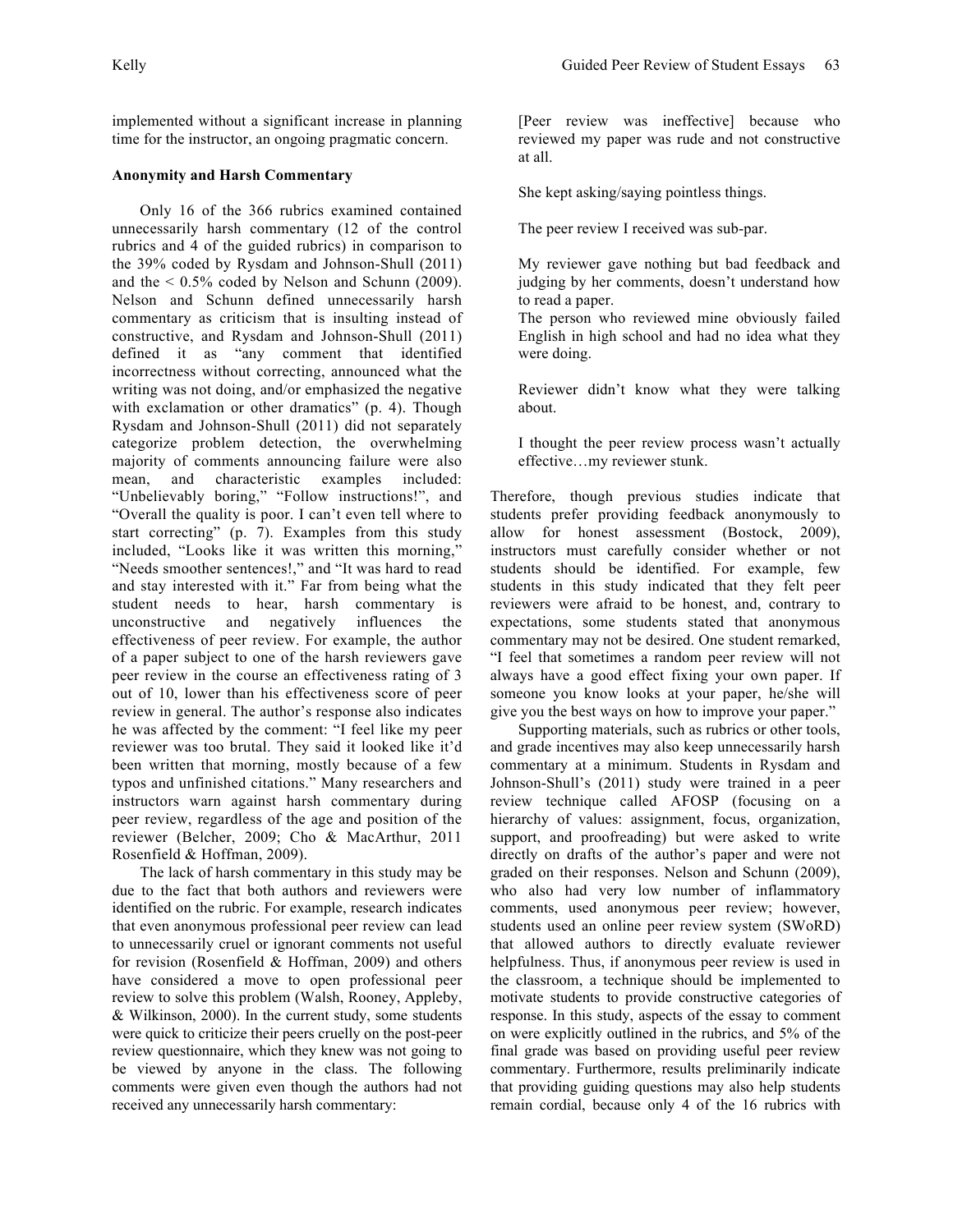implemented without a significant increase in planning time for the instructor, an ongoing pragmatic concern.

### Anonymity and Harsh Commentary

Only 16 of the 366 rubrics examined contained unnecessarily harsh commentary (12 of the control rubrics and 4 of the guided rubrics) in comparison to the 39% coded by Rysdam and Johnson-Shull (2011) and the < 0.5% coded by Nelson and Schunn (2009). Nelson and Schunn defined unnecessarily harsh commentary as criticism that is insulting instead of constructive, and Rysdam and Johnson-Shull (2011) defined it as "any comment that identified incorrectness without correcting, announced what the writing was not doing, and/or emphasized the negative with exclamation or other dramatics" (p. 4). Though Rysdam and Johnson-Shull (2011) did not separately categorize problem detection, the overwhelming majority of comments announcing failure were also mean, and characteristic examples included: "Unbelievably boring," "Follow instructions!", and "Overall the quality is poor. I can't even tell where to start correcting" (p. 7). Examples from this study included, "Looks like it was written this morning," "Needs smoother sentences!," and "It was hard to read and stay interested with it." Far from being what the student needs to hear, harsh commentary is unconstructive and negatively influences the effectiveness of peer review. For example, the author of a paper subject to one of the harsh reviewers gave peer review in the course an effectiveness rating of 3 out of 10, lower than his effectiveness score of peer review in general. The author's response also indicates he was affected by the comment: "I feel like my peer reviewer was too brutal. They said it looked like it'd been written that morning, mostly because of a few typos and unfinished citations." Many researchers and instructors warn against harsh commentary during peer review, regardless of the age and position of the reviewer (Belcher, 2009; Cho & MacArthur, 2011 Rosenfield & Hoffman, 2009).

The lack of harsh commentary in this study may be due to the fact that both authors and reviewers were identified on the rubric. For example, research indicates that even anonymous professional peer review can lead to unnecessarily cruel or ignorant comments not useful for revision (Rosenfield & Hoffman, 2009) and others have considered a move to open professional peer review to solve this problem (Walsh, Rooney, Appleby, & Wilkinson, 2000). In the current study, some students were quick to criticize their peers cruelly on the post-peer review questionnaire, which they knew was not going to be viewed by anyone in the class. The following comments were given even though the authors had not received any unnecessarily harsh commentary:

> [Peer review was ineffective] because who reviewed my paper was rude and not constructive at all.
>
> She kept asking/saying pointless things.
>
> The peer review I received was sub-par.
>
> My reviewer gave nothing but bad feedback and judging by her comments, doesn't understand how to read a paper.
> The person who reviewed mine obviously failed English in high school and had no idea what they were doing.
>
> Reviewer didn't know what they were talking about.
>
> I thought the peer review process wasn't actually effective…my reviewer stunk.

Therefore, though previous studies indicate that students prefer providing feedback anonymously to allow for honest assessment (Bostock, 2009), instructors must carefully consider whether or not students should be identified. For example, few students in this study indicated that they felt peer reviewers were afraid to be honest, and, contrary to expectations, some students stated that anonymous commentary may not be desired. One student remarked, "I feel that sometimes a random peer review will not always have a good effect fixing your own paper. If someone you know looks at your paper, he/she will give you the best ways on how to improve your paper."

Supporting materials, such as rubrics or other tools, and grade incentives may also keep unnecessarily harsh commentary at a minimum. Students in Rysdam and Johnson-Shull's (2011) study were trained in a peer review technique called AFOSP (focusing on a hierarchy of values: assignment, focus, organization, support, and proofreading) but were asked to write directly on drafts of the author's paper and were not graded on their responses. Nelson and Schunn (2009), who also had very low number of inflammatory comments, used anonymous peer review; however, students used an online peer review system (SWoRD) that allowed authors to directly evaluate reviewer helpfulness. Thus, if anonymous peer review is used in the classroom, a technique should be implemented to motivate students to provide constructive categories of response. In this study, aspects of the essay to comment on were explicitly outlined in the rubrics, and 5% of the final grade was based on providing useful peer review commentary. Furthermore, results preliminarily indicate that providing guiding questions may also help students remain cordial, because only 4 of the 16 rubrics with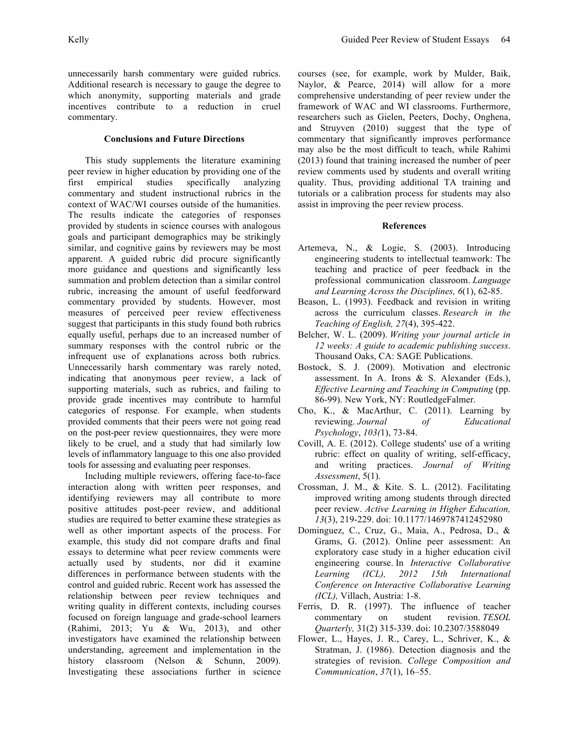unnecessarily harsh commentary were guided rubrics. Additional research is necessary to gauge the degree to which anonymity, supporting materials and grade incentives contribute to a reduction in cruel commentary.

## Conclusions and Future Directions

This study supplements the literature examining peer review in higher education by providing one of the first empirical studies specifically analyzing commentary and student instructional rubrics in the context of WAC/WI courses outside of the humanities. The results indicate the categories of responses provided by students in science courses with analogous goals and participant demographics may be strikingly similar, and cognitive gains by reviewers may be most apparent. A guided rubric did procure significantly more guidance and questions and significantly less summation and problem detection than a similar control rubric, increasing the amount of useful feedforward commentary provided by students. However, most measures of perceived peer review effectiveness suggest that participants in this study found both rubrics equally useful, perhaps due to an increased number of summary responses with the control rubric or the infrequent use of explanations across both rubrics. Unnecessarily harsh commentary was rarely noted, indicating that anonymous peer review, a lack of supporting materials, such as rubrics, and failing to provide grade incentives may contribute to harmful categories of response. For example, when students provided comments that their peers were not going read on the post-peer review questionnaires, they were more likely to be cruel, and a study that had similarly low levels of inflammatory language to this one also provided tools for assessing and evaluating peer responses.

Including multiple reviewers, offering face-to-face interaction along with written peer responses, and identifying reviewers may all contribute to more positive attitudes post-peer review, and additional studies are required to better examine these strategies as well as other important aspects of the process. For example, this study did not compare drafts and final essays to determine what peer review comments were actually used by students, nor did it examine differences in performance between students with the control and guided rubric. Recent work has assessed the relationship between peer review techniques and writing quality in different contexts, including courses focused on foreign language and grade-school learners (Rahimi, 2013; Yu & Wu, 2013), and other investigators have examined the relationship between understanding, agreement and implementation in the history classroom (Nelson & Schunn, 2009). Investigating these associations further in science courses (see, for example, work by Mulder, Baik, Naylor, & Pearce, 2014) will allow for a more comprehensive understanding of peer review under the framework of WAC and WI classrooms. Furthermore, researchers such as Gielen, Peeters, Dochy, Onghena, and Struyven (2010) suggest that the type of commentary that significantly improves performance may also be the most difficult to teach, while Rahimi (2013) found that training increased the number of peer review comments used by students and overall writing quality. Thus, providing additional TA training and tutorials or a calibration process for students may also assist in improving the peer review process.

## References

Artemeva, N., & Logie, S. (2003). Introducing engineering students to intellectual teamwork: The teaching and practice of peer feedback in the professional communication classroom. *Language and Learning Across the Disciplines, 6*(1), 62-85.

Beason, L. (1993). Feedback and revision in writing across the curriculum classes. *Research in the Teaching of English, 27*(4), 395-422.

Belcher, W. L. (2009). *Writing your journal article in 12 weeks: A guide to academic publishing success*. Thousand Oaks, CA: SAGE Publications.

Bostock, S. J. (2009). Motivation and electronic assessment. In A. Irons & S. Alexander (Eds.), *Effective Learning and Teaching in Computing* (pp. 86-99). New York, NY: RoutledgeFalmer.

Cho, K., & MacArthur, C. (2011). Learning by reviewing. *Journal of Educational Psychology*, *103(*1), 73-84.

Covill, A. E. (2012). College students' use of a writing rubric: effect on quality of writing, self-efficacy, and writing practices. *Journal of Writing Assessment*, 5(1).

Crossman, J. M., & Kite. S. L. (2012). Facilitating improved writing among students through directed peer review. *Active Learning in Higher Education, 13*(3), 219-229. doi: 10.1177/1469787412452980

Dominguez, C., Cruz, G., Maia, A., Pedrosa, D., & Grams, G. (2012). Online peer assessment: An exploratory case study in a higher education civil engineering course. In *Interactive Collaborative Learning (ICL), 2012 15th International Conference on Interactive Collaborative Learning (ICL),* Villach, Austria: 1-8.

Ferris, D. R. (1997). The influence of teacher commentary on student revision. *TESOL Quarterly,* 31(2) 315-339. doi: 10.2307/3588049

Flower, L., Hayes, J. R., Carey, L., Schriver, K., & Stratman, J. (1986). Detection diagnosis and the strategies of revision. *College Composition and Communication*, *37*(1), 16–55.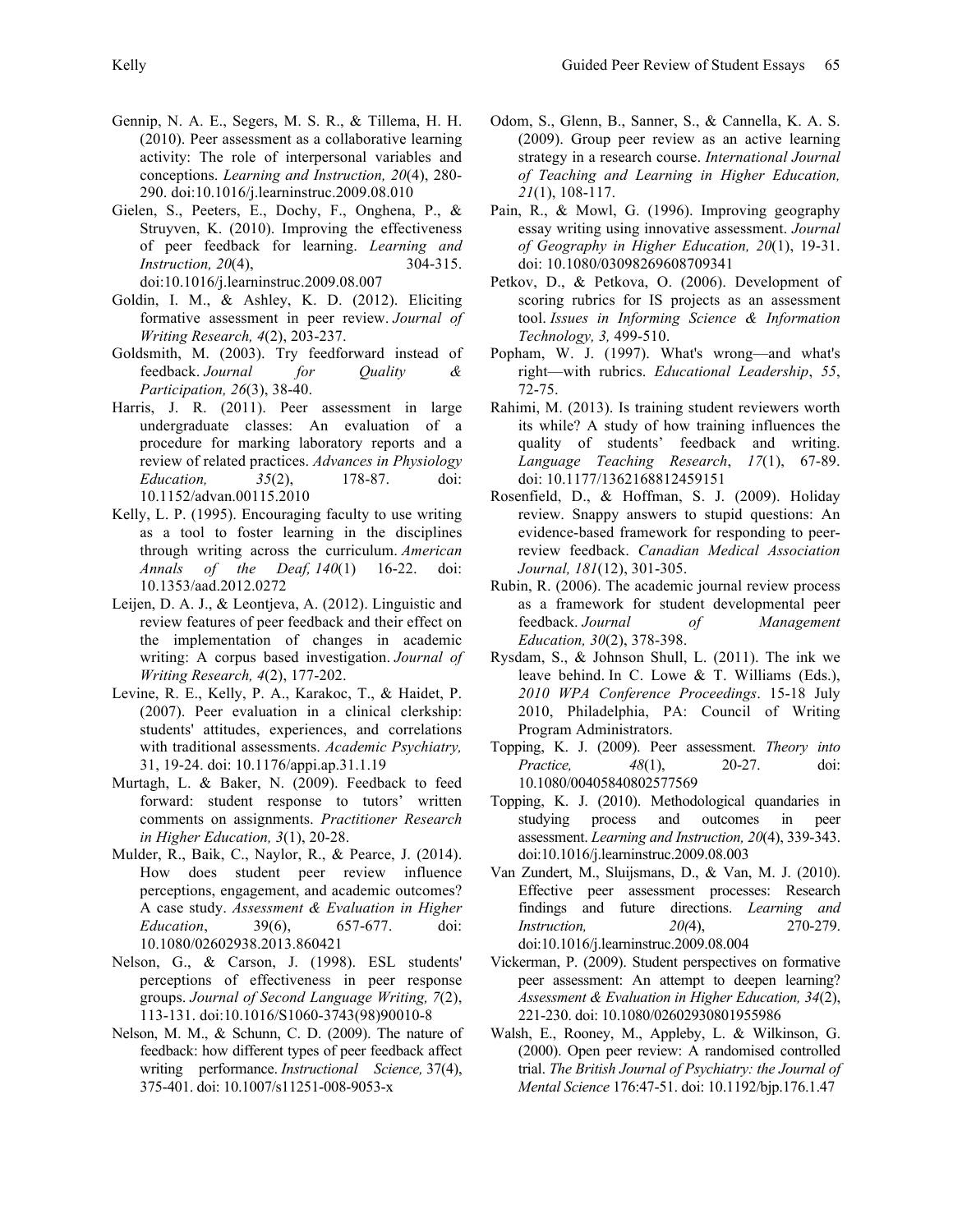Gennip, N. A. E., Segers, M. S. R., & Tillema, H. H. (2010). Peer assessment as a collaborative learning activity: The role of interpersonal variables and conceptions. *Learning and Instruction, 20*(4), 280-290. doi:10.1016/j.learninstruc.2009.08.010

Gielen, S., Peeters, E., Dochy, F., Onghena, P., & Struyven, K. (2010). Improving the effectiveness of peer feedback for learning. *Learning and Instruction, 20*(4), 304-315. doi:10.1016/j.learninstruc.2009.08.007

Goldin, I. M., & Ashley, K. D. (2012). Eliciting formative assessment in peer review. *Journal of Writing Research, 4*(2), 203-237.

Goldsmith, M. (2003). Try feedforward instead of feedback. *Journal for Quality & Participation, 26*(3), 38-40.

Harris, J. R. (2011). Peer assessment in large undergraduate classes: An evaluation of a procedure for marking laboratory reports and a review of related practices. *Advances in Physiology Education, 35*(2), 178-87. doi: 10.1152/advan.00115.2010

Kelly, L. P. (1995). Encouraging faculty to use writing as a tool to foster learning in the disciplines through writing across the curriculum. *American Annals of the Deaf, 140*(1) 16-22. doi: 10.1353/aad.2012.0272

Leijen, D. A. J., & Leontjeva, A. (2012). Linguistic and review features of peer feedback and their effect on the implementation of changes in academic writing: A corpus based investigation. *Journal of Writing Research, 4*(2), 177-202.

Levine, R. E., Kelly, P. A., Karakoc, T., & Haidet, P. (2007). Peer evaluation in a clinical clerkship: students' attitudes, experiences, and correlations with traditional assessments. *Academic Psychiatry,* 31, 19-24. doi: 10.1176/appi.ap.31.1.19

Murtagh, L. & Baker, N. (2009). Feedback to feed forward: student response to tutors' written comments on assignments. *Practitioner Research in Higher Education, 3*(1), 20-28.

Mulder, R., Baik, C., Naylor, R., & Pearce, J. (2014). How does student peer review influence perceptions, engagement, and academic outcomes? A case study. *Assessment & Evaluation in Higher Education*, 39(6), 657-677. doi: 10.1080/02602938.2013.860421

Nelson, G., & Carson, J. (1998). ESL students' perceptions of effectiveness in peer response groups. *Journal of Second Language Writing, 7*(2), 113-131. doi:10.1016/S1060-3743(98)90010-8

Nelson, M. M., & Schunn, C. D. (2009). The nature of feedback: how different types of peer feedback affect writing performance. *Instructional Science,* 37(4), 375-401. doi: 10.1007/s11251-008-9053-x

Odom, S., Glenn, B., Sanner, S., & Cannella, K. A. S. (2009). Group peer review as an active learning strategy in a research course. *International Journal of Teaching and Learning in Higher Education, 21*(1), 108-117.

Pain, R., & Mowl, G. (1996). Improving geography essay writing using innovative assessment. *Journal of Geography in Higher Education, 20*(1), 19-31. doi: 10.1080/03098269608709341

Petkov, D., & Petkova, O. (2006). Development of scoring rubrics for IS projects as an assessment tool. *Issues in Informing Science & Information Technology, 3,* 499-510.

Popham, W. J. (1997). What's wrong—and what's right—with rubrics. *Educational Leadership*, *55*, 72-75.

Rahimi, M. (2013). Is training student reviewers worth its while? A study of how training influences the quality of students' feedback and writing. *Language Teaching Research*, *17*(1), 67-89. doi: 10.1177/1362168812459151

Rosenfield, D., & Hoffman, S. J. (2009). Holiday review. Snappy answers to stupid questions: An evidence-based framework for responding to peer-review feedback. *Canadian Medical Association Journal, 181*(12), 301-305.

Rubin, R. (2006). The academic journal review process as a framework for student developmental peer feedback. *Journal of Management Education, 30*(2), 378-398.

Rysdam, S., & Johnson Shull, L. (2011). The ink we leave behind. In C. Lowe & T. Williams (Eds.), *2010 WPA Conference Proceedings*. 15-18 July 2010, Philadelphia, PA: Council of Writing Program Administrators.

Topping, K. J. (2009). Peer assessment. *Theory into Practice, 48*(1), 20-27. doi: 10.1080/00405840802577569

Topping, K. J. (2010). Methodological quandaries in studying process and outcomes in peer assessment. *Learning and Instruction, 20*(4), 339-343. doi:10.1016/j.learninstruc.2009.08.003

Van Zundert, M., Sluijsmans, D., & Van, M. J. (2010). Effective peer assessment processes: Research findings and future directions. *Learning and Instruction, 20(*4), 270-279. doi:10.1016/j.learninstruc.2009.08.004

Vickerman, P. (2009). Student perspectives on formative peer assessment: An attempt to deepen learning? *Assessment & Evaluation in Higher Education, 34*(2), 221-230. doi: 10.1080/02602930801955986

Walsh, E., Rooney, M., Appleby, L. & Wilkinson, G. (2000). Open peer review: A randomised controlled trial. *The British Journal of Psychiatry: the Journal of Mental Science* 176:47-51. doi: 10.1192/bjp.176.1.47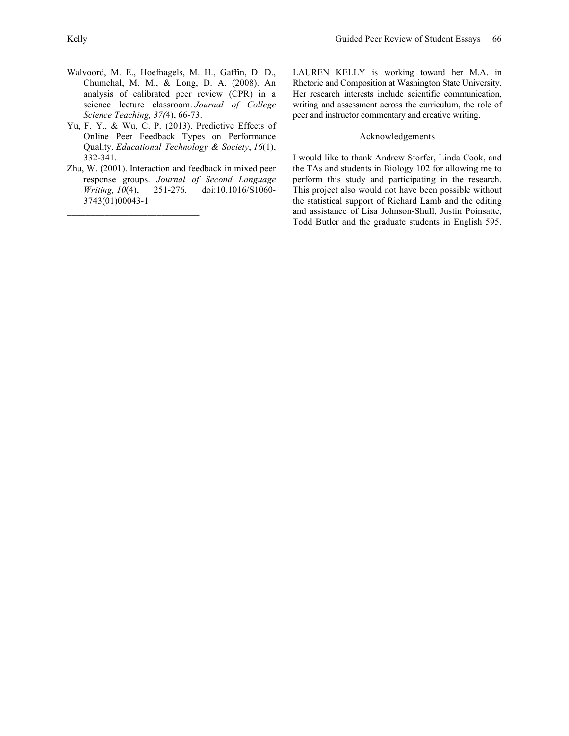Walvoord, M. E., Hoefnagels, M. H., Gaffin, D. D., Chumchal, M. M., & Long, D. A. (2008). An analysis of calibrated peer review (CPR) in a science lecture classroom. *Journal of College Science Teaching, 37(*4), 66-73.

Yu, F. Y., & Wu, C. P. (2013). Predictive Effects of Online Peer Feedback Types on Performance Quality. *Educational Technology & Society*, *16*(1), 332-341.

Zhu, W. (2001). Interaction and feedback in mixed peer response groups. *Journal of Second Language Writing, 10*(4), 251-276. doi:10.1016/S1060-3743(01)00043-1

---

LAUREN KELLY is working toward her M.A. in Rhetoric and Composition at Washington State University. Her research interests include scientific communication, writing and assessment across the curriculum, the role of peer and instructor commentary and creative writing.

## Acknowledgements

I would like to thank Andrew Storfer, Linda Cook, and the TAs and students in Biology 102 for allowing me to perform this study and participating in the research. This project also would not have been possible without the statistical support of Richard Lamb and the editing and assistance of Lisa Johnson-Shull, Justin Poinsatte, Todd Butler and the graduate students in English 595.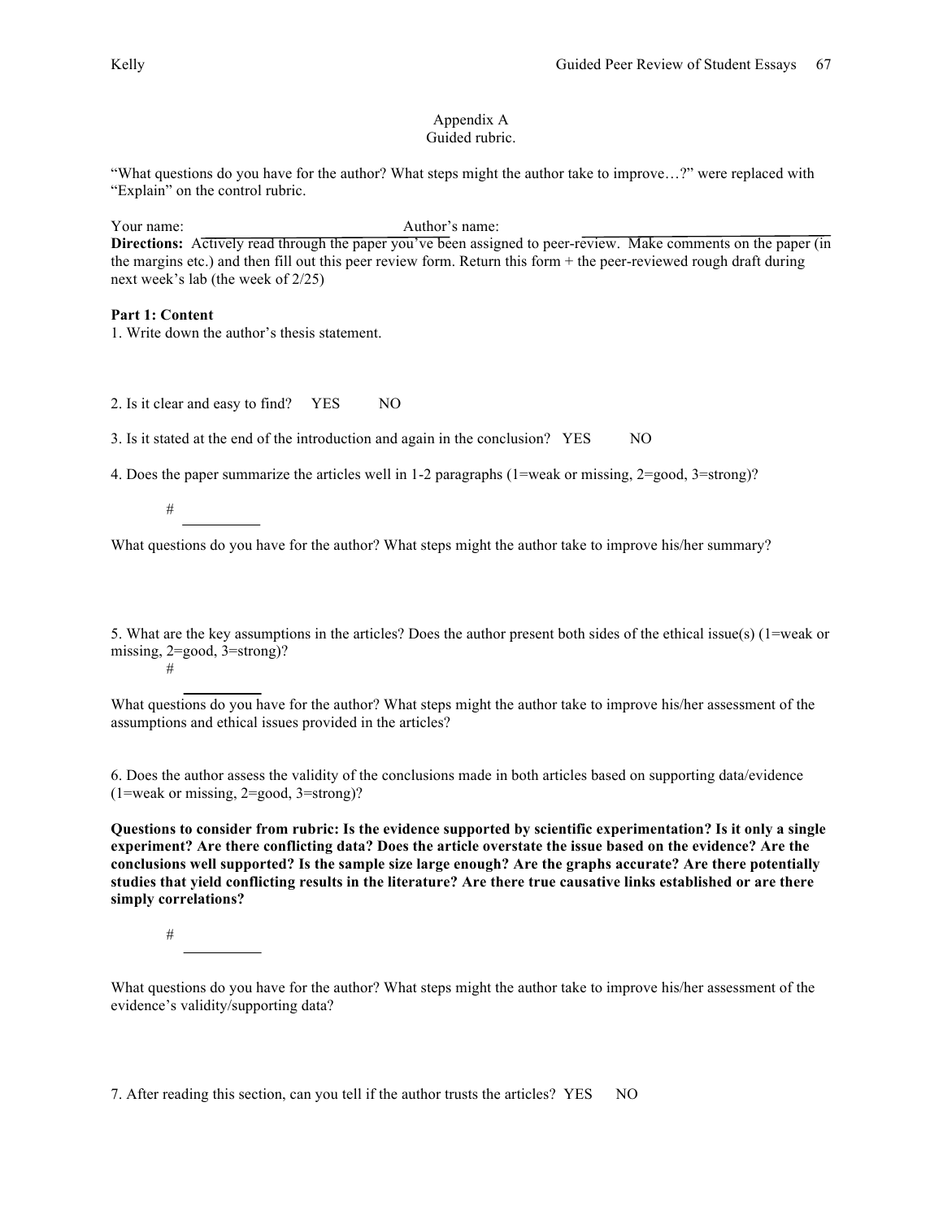Appendix A
Guided rubric.

"What questions do you have for the author? What steps might the author take to improve…?" were replaced with "Explain" on the control rubric.

Your name: \_\_\_\_\_\_\_\_\_\_\_\_\_\_\_\_\_\_\_\_ Author's name: \_\_\_\_\_\_\_\_\_\_\_\_\_\_\_\_\_\_\_\_

**Directions:** Actively read through the paper you've been assigned to peer-review. Make comments on the paper (in the margins etc.) and then fill out this peer review form. Return this form + the peer-reviewed rough draft during next week's lab (the week of 2/25)

**Part 1: Content**

1. Write down the author's thesis statement.

2. Is it clear and easy to find? YES NO

3. Is it stated at the end of the introduction and again in the conclusion? YES NO

4. Does the paper summarize the articles well in 1-2 paragraphs (1=weak or missing, 2=good, 3=strong)?

   # \_\_\_\_\_\_\_\_

What questions do you have for the author? What steps might the author take to improve his/her summary?

5. What are the key assumptions in the articles? Does the author present both sides of the ethical issue(s) (1=weak or missing, 2=good, 3=strong)?

   # \_\_\_\_\_\_\_\_

What questions do you have for the author? What steps might the author take to improve his/her assessment of the assumptions and ethical issues provided in the articles?

6. Does the author assess the validity of the conclusions made in both articles based on supporting data/evidence (1=weak or missing, 2=good, 3=strong)?

**Questions to consider from rubric: Is the evidence supported by scientific experimentation? Is it only a single experiment? Are there conflicting data? Does the article overstate the issue based on the evidence? Are the conclusions well supported? Is the sample size large enough? Are the graphs accurate? Are there potentially studies that yield conflicting results in the literature? Are there true causative links established or are there simply correlations?**

   # \_\_\_\_\_\_\_\_

What questions do you have for the author? What steps might the author take to improve his/her assessment of the evidence's validity/supporting data?

7. After reading this section, can you tell if the author trusts the articles? YES NO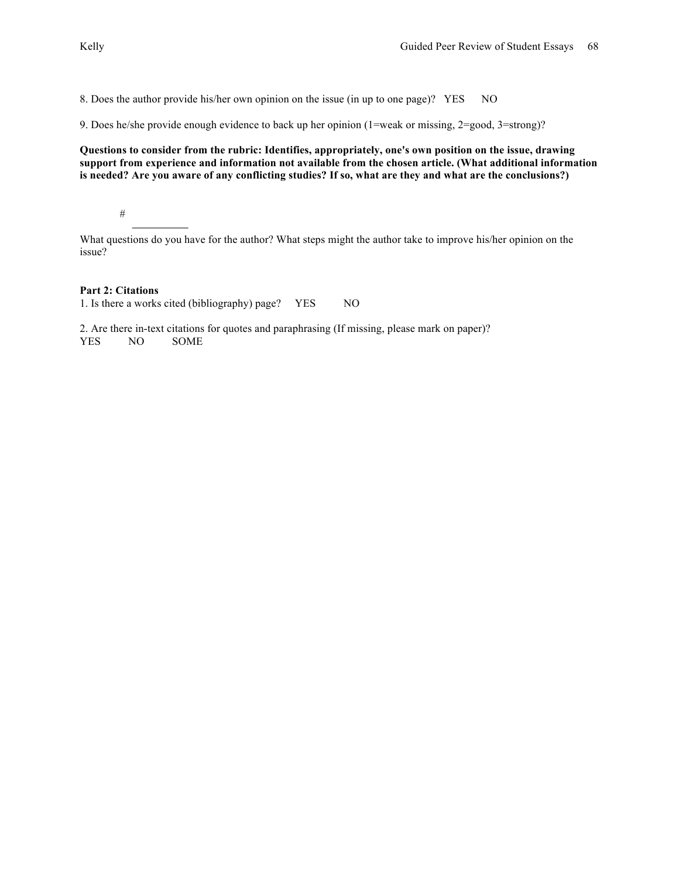8. Does the author provide his/her own opinion on the issue (in up to one page)? YES NO

9. Does he/she provide enough evidence to back up her opinion (1=weak or missing, 2=good, 3=strong)?

**Questions to consider from the rubric: Identifies, appropriately, one's own position on the issue, drawing support from experience and information not available from the chosen article. (What additional information is needed? Are you aware of any conflicting studies? If so, what are they and what are the conclusions?)**

# ___________

What questions do you have for the author? What steps might the author take to improve his/her opinion on the issue?

**Part 2: Citations**

1. Is there a works cited (bibliography) page? YES NO

2. Are there in-text citations for quotes and paraphrasing (If missing, please mark on paper)?
YES NO SOME